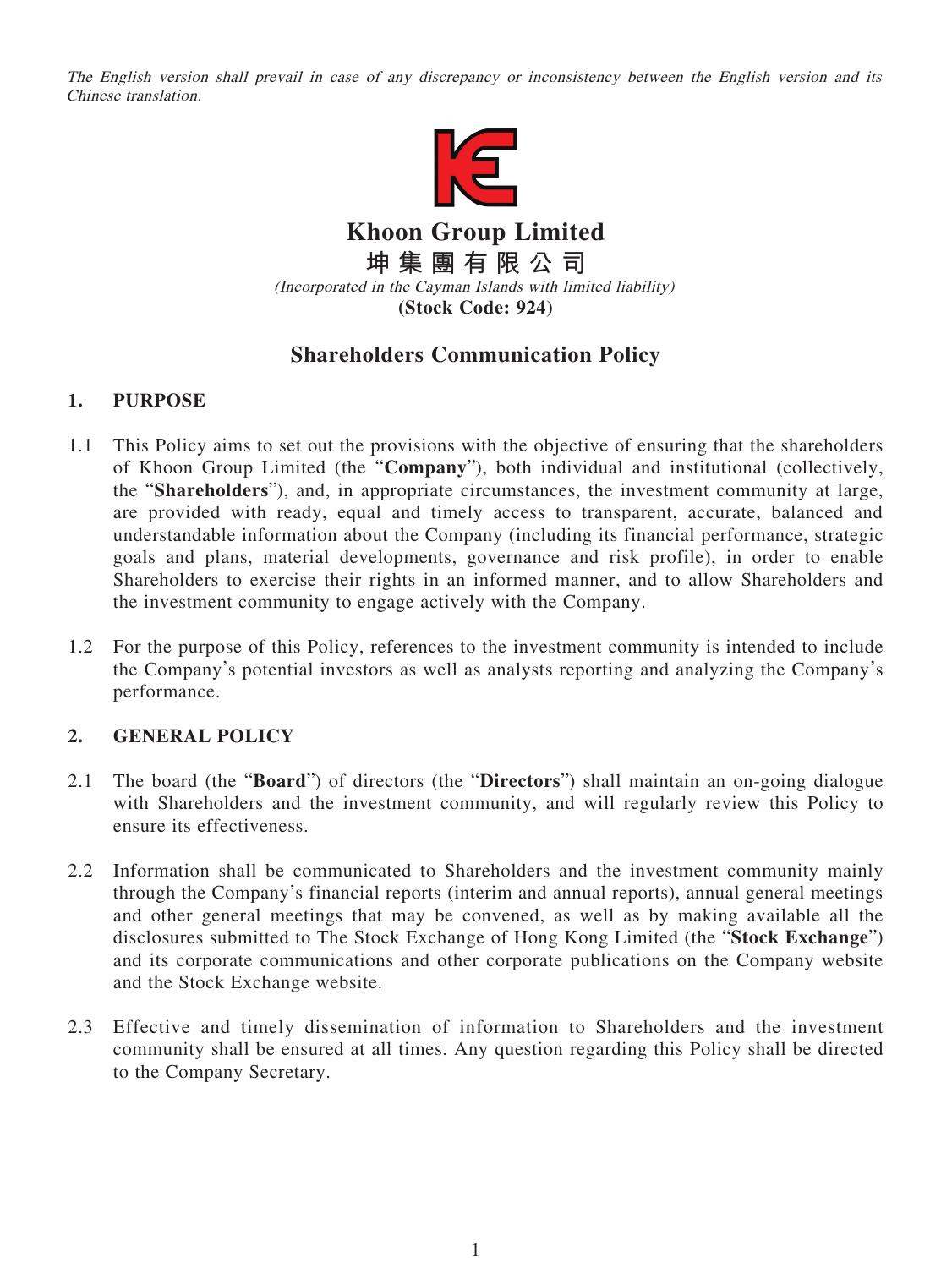*The English version shall prevail in case of any discrepancy or inconsistency between the English version and its Chinese translation.*

# Khoon Group Limited

# 坤集團有限公司

*(Incorporated in the Cayman Islands with limited liability)*

**(Stock Code: 924)**

## Shareholders Communication Policy

### 1. PURPOSE

1.1 This Policy aims to set out the provisions with the objective of ensuring that the shareholders of Khoon Group Limited (the "**Company**"), both individual and institutional (collectively, the "**Shareholders**"), and, in appropriate circumstances, the investment community at large, are provided with ready, equal and timely access to transparent, accurate, balanced and understandable information about the Company (including its financial performance, strategic goals and plans, material developments, governance and risk profile), in order to enable Shareholders to exercise their rights in an informed manner, and to allow Shareholders and the investment community to engage actively with the Company.

1.2 For the purpose of this Policy, references to the investment community is intended to include the Company's potential investors as well as analysts reporting and analyzing the Company's performance.

### 2. GENERAL POLICY

2.1 The board (the "**Board**") of directors (the "**Directors**") shall maintain an on-going dialogue with Shareholders and the investment community, and will regularly review this Policy to ensure its effectiveness.

2.2 Information shall be communicated to Shareholders and the investment community mainly through the Company's financial reports (interim and annual reports), annual general meetings and other general meetings that may be convened, as well as by making available all the disclosures submitted to The Stock Exchange of Hong Kong Limited (the "**Stock Exchange**") and its corporate communications and other corporate publications on the Company website and the Stock Exchange website.

2.3 Effective and timely dissemination of information to Shareholders and the investment community shall be ensured at all times. Any question regarding this Policy shall be directed to the Company Secretary.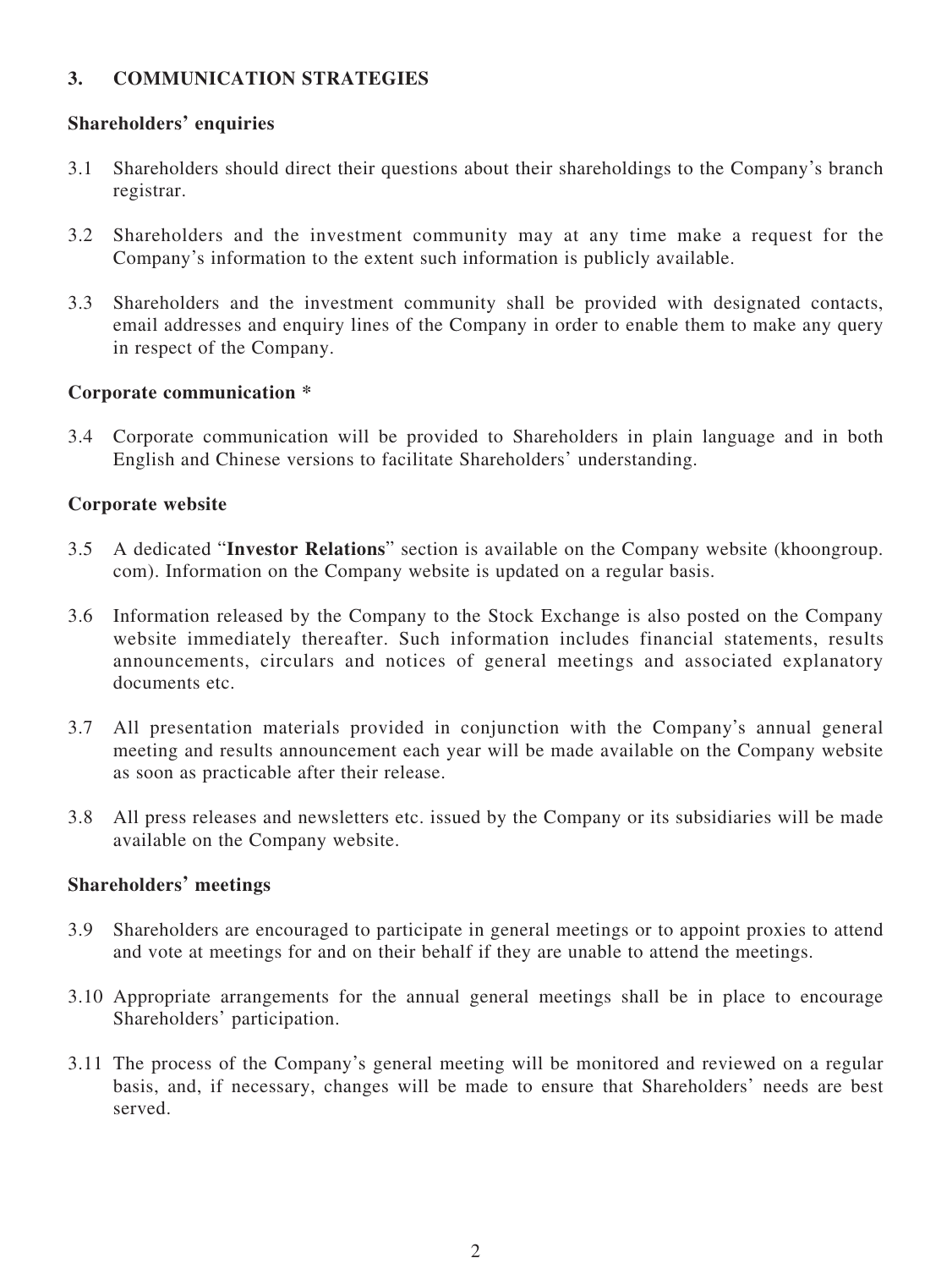## 3. COMMUNICATION STRATEGIES

### Shareholders' enquiries

3.1 Shareholders should direct their questions about their shareholdings to the Company's branch registrar.

3.2 Shareholders and the investment community may at any time make a request for the Company's information to the extent such information is publicly available.

3.3 Shareholders and the investment community shall be provided with designated contacts, email addresses and enquiry lines of the Company in order to enable them to make any query in respect of the Company.

### Corporate communication *

3.4 Corporate communication will be provided to Shareholders in plain language and in both English and Chinese versions to facilitate Shareholders' understanding.

### Corporate website

3.5 A dedicated "**Investor Relations**" section is available on the Company website (khoongroup.com). Information on the Company website is updated on a regular basis.

3.6 Information released by the Company to the Stock Exchange is also posted on the Company website immediately thereafter. Such information includes financial statements, results announcements, circulars and notices of general meetings and associated explanatory documents etc.

3.7 All presentation materials provided in conjunction with the Company's annual general meeting and results announcement each year will be made available on the Company website as soon as practicable after their release.

3.8 All press releases and newsletters etc. issued by the Company or its subsidiaries will be made available on the Company website.

### Shareholders' meetings

3.9 Shareholders are encouraged to participate in general meetings or to appoint proxies to attend and vote at meetings for and on their behalf if they are unable to attend the meetings.

3.10 Appropriate arrangements for the annual general meetings shall be in place to encourage Shareholders' participation.

3.11 The process of the Company's general meeting will be monitored and reviewed on a regular basis, and, if necessary, changes will be made to ensure that Shareholders' needs are best served.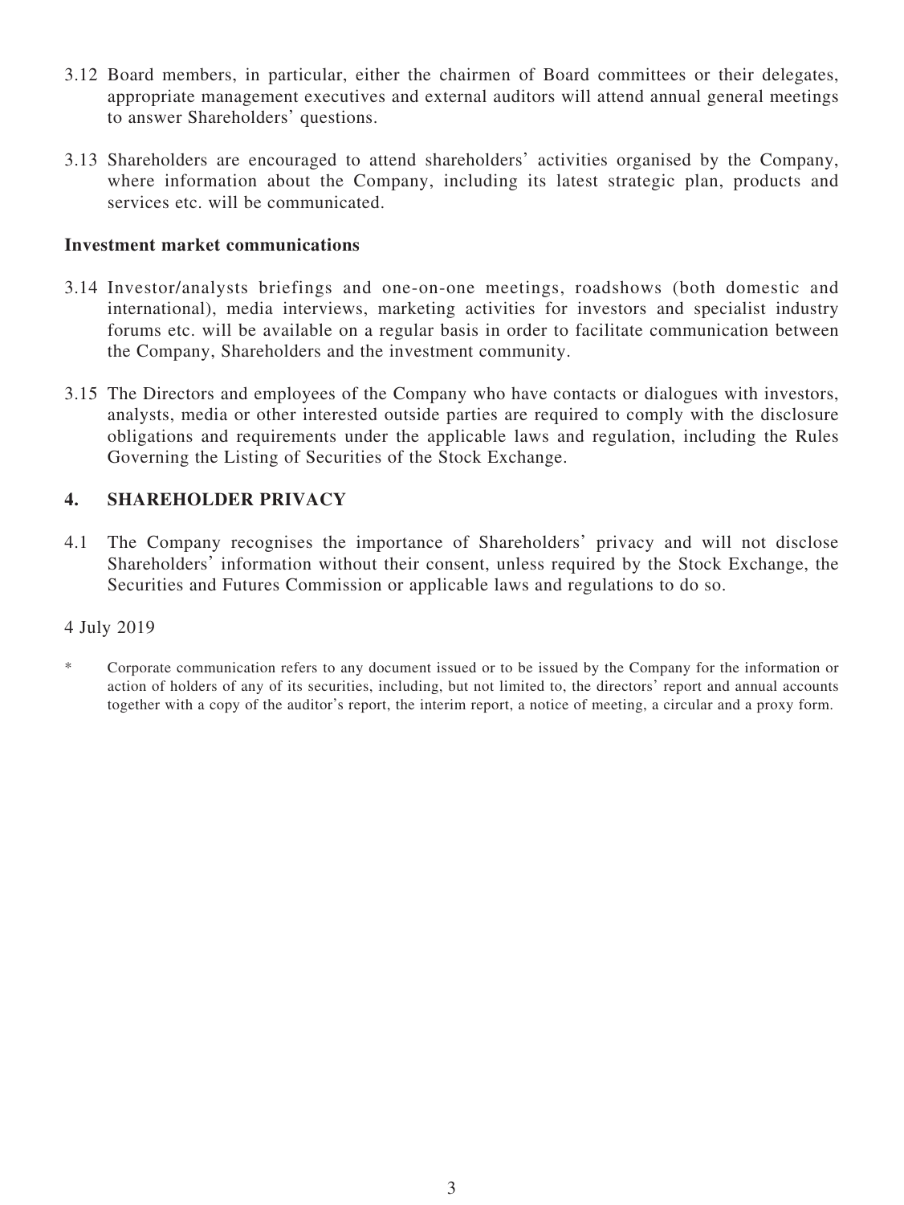3.12 Board members, in particular, either the chairmen of Board committees or their delegates, appropriate management executives and external auditors will attend annual general meetings to answer Shareholders' questions.

3.13 Shareholders are encouraged to attend shareholders' activities organised by the Company, where information about the Company, including its latest strategic plan, products and services etc. will be communicated.

**Investment market communications**

3.14 Investor/analysts briefings and one-on-one meetings, roadshows (both domestic and international), media interviews, marketing activities for investors and specialist industry forums etc. will be available on a regular basis in order to facilitate communication between the Company, Shareholders and the investment community.

3.15 The Directors and employees of the Company who have contacts or dialogues with investors, analysts, media or other interested outside parties are required to comply with the disclosure obligations and requirements under the applicable laws and regulation, including the Rules Governing the Listing of Securities of the Stock Exchange.

## 4. SHAREHOLDER PRIVACY

4.1 The Company recognises the importance of Shareholders' privacy and will not disclose Shareholders' information without their consent, unless required by the Stock Exchange, the Securities and Futures Commission or applicable laws and regulations to do so.

4 July 2019

\* Corporate communication refers to any document issued or to be issued by the Company for the information or action of holders of any of its securities, including, but not limited to, the directors' report and annual accounts together with a copy of the auditor's report, the interim report, a notice of meeting, a circular and a proxy form.